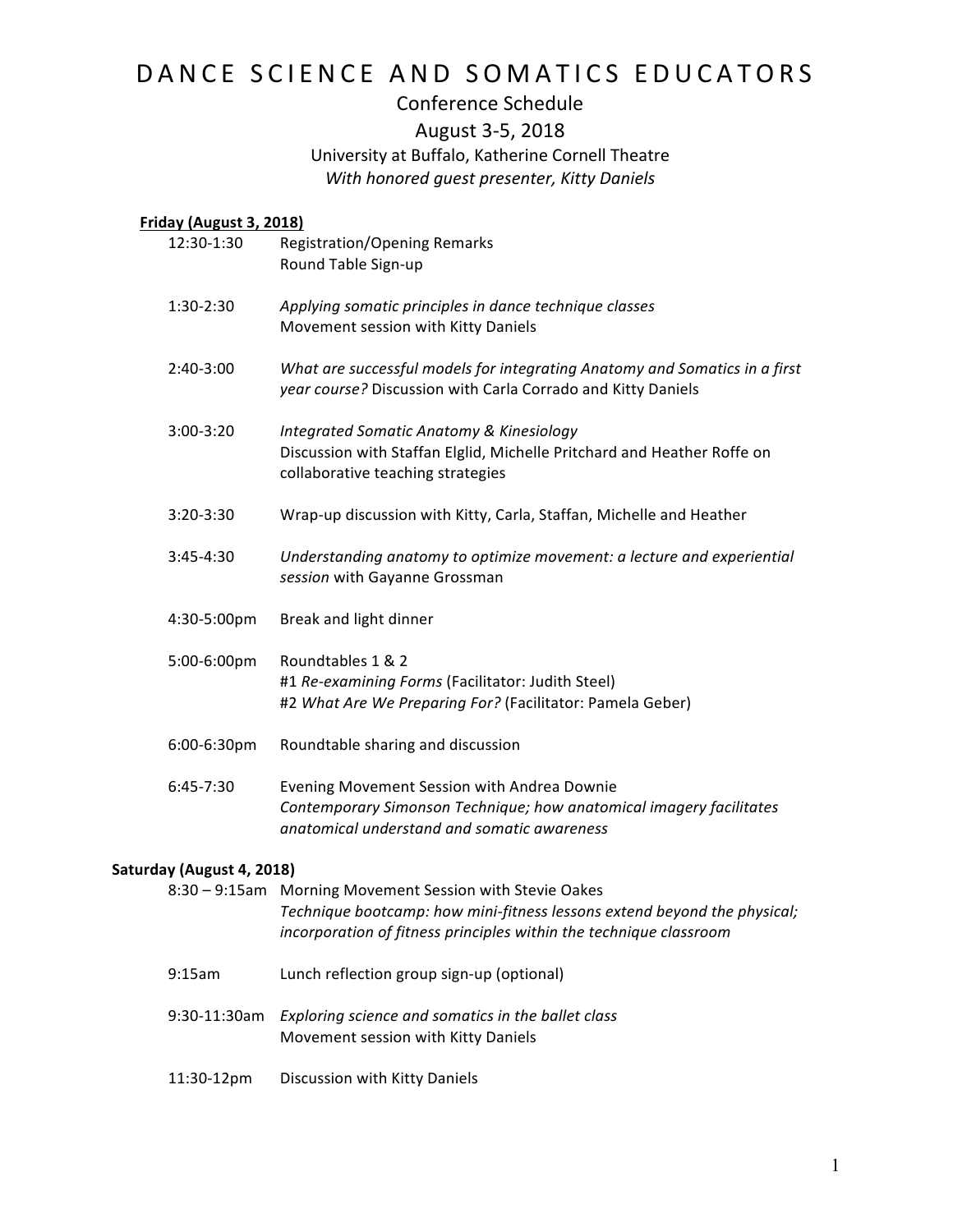# DANCE SCIENCE AND SOMATICS EDUCATORS

## Conference Schedule

## August 3-5, 2018

University at Buffalo, Katherine Cornell Theatre

*With honored guest presenter, Kitty Daniels*

**Friday (August 3, 2018)**

12:30-1:30 — Registration/Opening Remarks
Round Table Sign-up

1:30-2:30 — *Applying somatic principles in dance technique classes*
Movement session with Kitty Daniels

2:40-3:00 — *What are successful models for integrating Anatomy and Somatics in a first year course?* Discussion with Carla Corrado and Kitty Daniels

3:00-3:20 — *Integrated Somatic Anatomy & Kinesiology*
Discussion with Staffan Elglid, Michelle Pritchard and Heather Roffe on collaborative teaching strategies

3:20-3:30 — Wrap-up discussion with Kitty, Carla, Staffan, Michelle and Heather

3:45-4:30 — *Understanding anatomy to optimize movement: a lecture and experiential session* with Gayanne Grossman

4:30-5:00pm — Break and light dinner

5:00-6:00pm — Roundtables 1 & 2
#1 *Re-examining Forms* (Facilitator: Judith Steel)
#2 *What Are We Preparing For?* (Facilitator: Pamela Geber)

6:00-6:30pm — Roundtable sharing and discussion

6:45-7:30 — Evening Movement Session with Andrea Downie
*Contemporary Simonson Technique; how anatomical imagery facilitates anatomical understand and somatic awareness*

**Saturday (August 4, 2018)**

8:30 – 9:15am — Morning Movement Session with Stevie Oakes
*Technique bootcamp: how mini-fitness lessons extend beyond the physical; incorporation of fitness principles within the technique classroom*

9:15am — Lunch reflection group sign-up (optional)

9:30-11:30am — *Exploring science and somatics in the ballet class*
Movement session with Kitty Daniels

11:30-12pm — Discussion with Kitty Daniels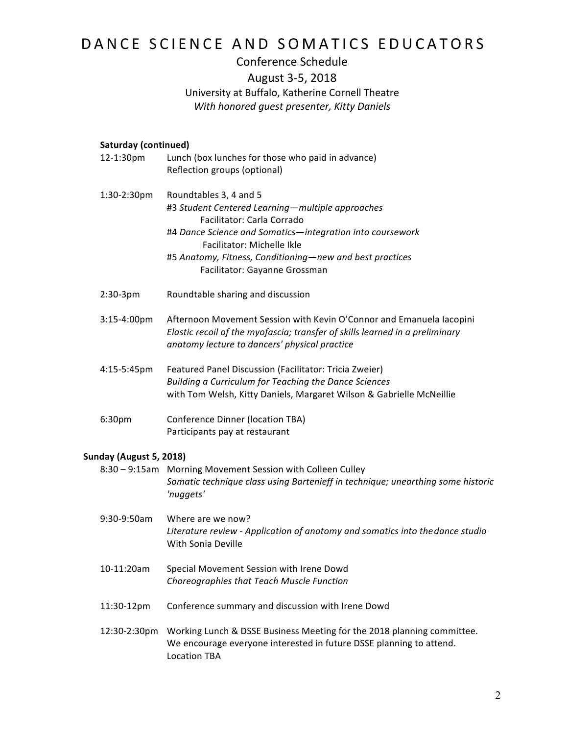# DANCE SCIENCE AND SOMATICS EDUCATORS

Conference Schedule

August 3-5, 2018

University at Buffalo, Katherine Cornell Theatre

*With honored guest presenter, Kitty Daniels*

**Saturday (continued)**

12-1:30pm — Lunch (box lunches for those who paid in advance)
Reflection groups (optional)

1:30-2:30pm — Roundtables 3, 4 and 5
#3 *Student Centered Learning—multiple approaches*
Facilitator: Carla Corrado
#4 *Dance Science and Somatics—integration into coursework*
Facilitator: Michelle Ikle
#5 *Anatomy, Fitness, Conditioning—new and best practices*
Facilitator: Gayanne Grossman

2:30-3pm — Roundtable sharing and discussion

3:15-4:00pm — Afternoon Movement Session with Kevin O'Connor and Emanuela Iacopini
*Elastic recoil of the myofascia; transfer of skills learned in a preliminary anatomy lecture to dancers' physical practice*

4:15-5:45pm — Featured Panel Discussion (Facilitator: Tricia Zweier)
*Building a Curriculum for Teaching the Dance Sciences*
with Tom Welsh, Kitty Daniels, Margaret Wilson & Gabrielle McNeillie

6:30pm — Conference Dinner (location TBA)
Participants pay at restaurant

**Sunday (August 5, 2018)**

8:30 – 9:15am — Morning Movement Session with Colleen Culley
*Somatic technique class using Bartenieff in technique; unearthing some historic 'nuggets'*

9:30-9:50am — Where are we now?
*Literature review - Application of anatomy and somatics into the dance studio*
With Sonia Deville

10-11:20am — Special Movement Session with Irene Dowd
*Choreographies that Teach Muscle Function*

11:30-12pm — Conference summary and discussion with Irene Dowd

12:30-2:30pm — Working Lunch & DSSE Business Meeting for the 2018 planning committee.
We encourage everyone interested in future DSSE planning to attend.
Location TBA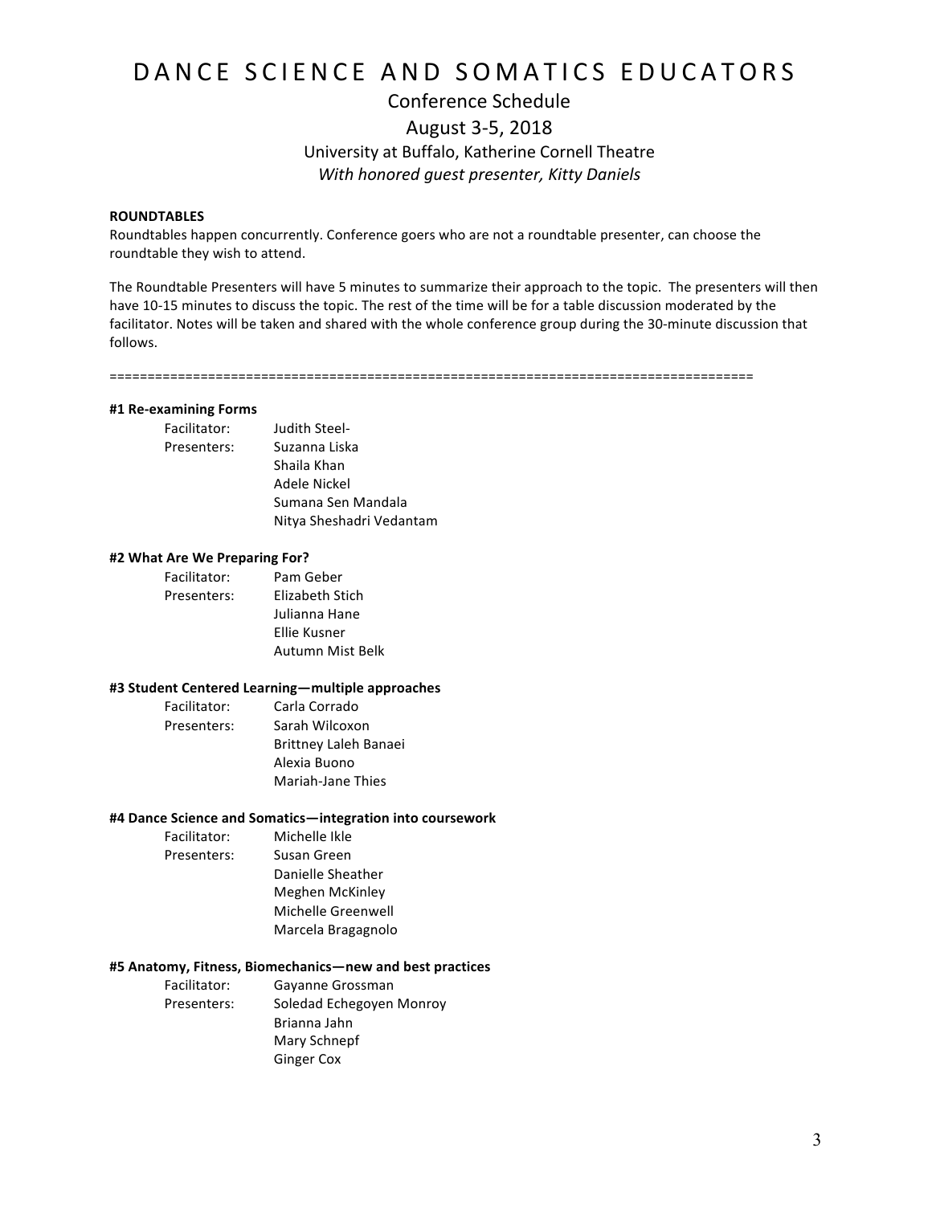# DANCE SCIENCE AND SOMATICS EDUCATORS

## Conference Schedule

## August 3-5, 2018

### University at Buffalo, Katherine Cornell Theatre

*With honored guest presenter, Kitty Daniels*

**ROUNDTABLES**

Roundtables happen concurrently. Conference goers who are not a roundtable presenter, can choose the roundtable they wish to attend.

The Roundtable Presenters will have 5 minutes to summarize their approach to the topic. The presenters will then have 10-15 minutes to discuss the topic. The rest of the time will be for a table discussion moderated by the facilitator. Notes will be taken and shared with the whole conference group during the 30-minute discussion that follows.

===================================================================================

**#1 Re-examining Forms**

Facilitator: Judith Steel-

Presenters: Suzanna Liska
Shaila Khan
Adele Nickel
Sumana Sen Mandala
Nitya Sheshadri Vedantam

**#2 What Are We Preparing For?**

Facilitator: Pam Geber

Presenters: Elizabeth Stich
Julianna Hane
Ellie Kusner
Autumn Mist Belk

**#3 Student Centered Learning—multiple approaches**

Facilitator: Carla Corrado

Presenters: Sarah Wilcoxon
Brittney Laleh Banaei
Alexia Buono
Mariah-Jane Thies

**#4 Dance Science and Somatics—integration into coursework**

Facilitator: Michelle Ikle

Presenters: Susan Green
Danielle Sheather
Meghen McKinley
Michelle Greenwell
Marcela Bragagnolo

**#5 Anatomy, Fitness, Biomechanics—new and best practices**

Facilitator: Gayanne Grossman

Presenters: Soledad Echegoyen Monroy
Brianna Jahn
Mary Schnepf
Ginger Cox